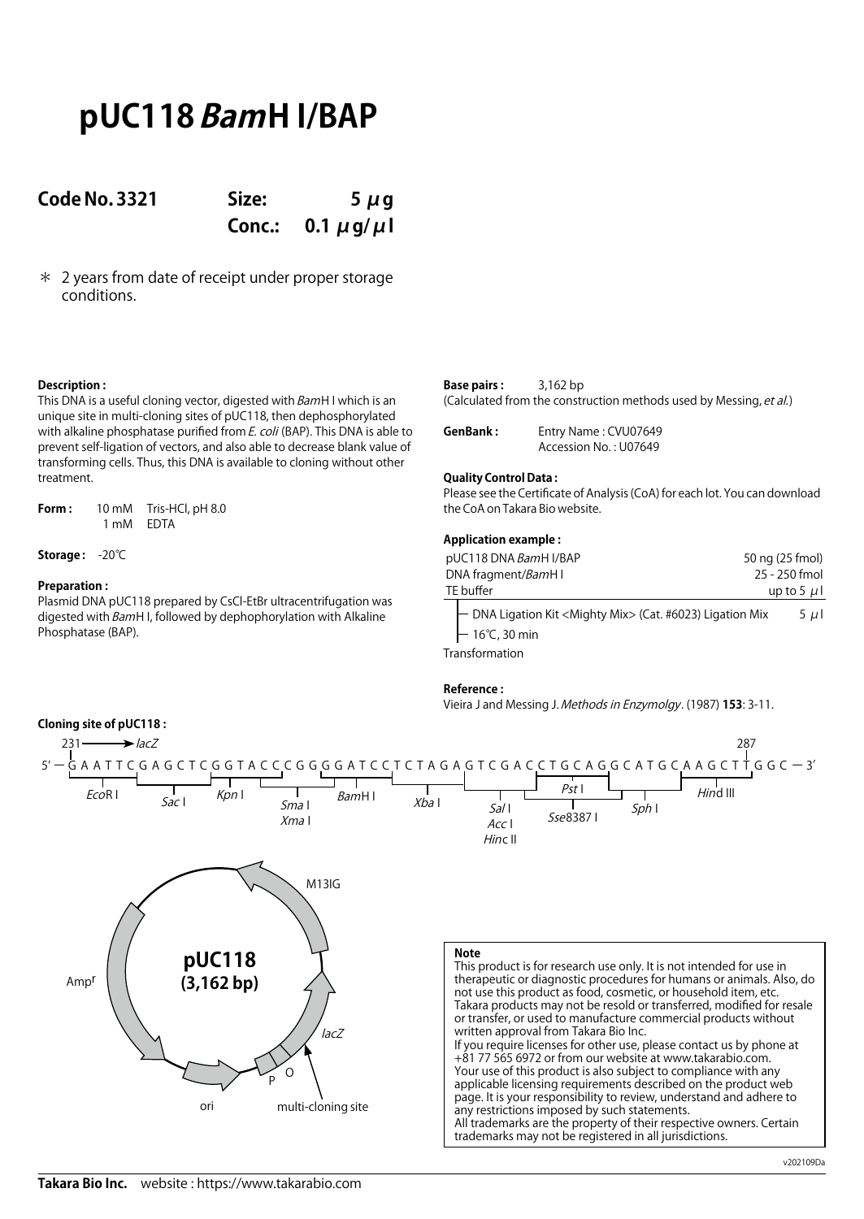# pUC118 *Bam*H I/BAP

**Code No. 3321** **Size: 5 μg**
**Conc.: 0.1 μg/μl**

∗ 2 years from date of receipt under proper storage conditions.

**Description :**
This DNA is a useful cloning vector, digested with *Bam*H I which is an unique site in multi-cloning sites of pUC118, then dephosphorylated with alkaline phosphatase purified from *E. coli* (BAP). This DNA is able to prevent self-ligation of vectors, and also able to decrease blank value of transforming cells. Thus, this DNA is available to cloning without other treatment.

**Form :** 10 mM Tris-HCl, pH 8.0
1 mM EDTA

**Storage :** -20℃

**Preparation :**
Plasmid DNA pUC118 prepared by CsCl-EtBr ultracentrifugation was digested with *Bam*H I, followed by dephophorylation with Alkaline Phosphatase (BAP).

**Base pairs :** 3,162 bp
(Calculated from the construction methods used by Messing, *et al.*)

**GenBank :** Entry Name : CVU07649
Accession No. : U07649

**Quality Control Data :**
Please see the Certificate of Analysis (CoA) for each lot. You can download the CoA on Takara Bio website.

**Application example :**

| | |
|---|---|
| pUC118 DNA *Bam*H I/BAP | 50 ng (25 fmol) |
| DNA fragment/*Bam*H I | 25 - 250 fmol |
| TE buffer | up to 5 μl |

- DNA Ligation Kit <Mighty Mix> (Cat. #6023) Ligation Mix 5 μl
- 16℃, 30 min

Transformation

**Reference :**
Vieira J and Messing J. *Methods in Enzymolgy*. (1987) **153**: 3-11.

**Cloning site of pUC118 :**

231 → *lacZ* ... 287

5′ − G A A T T C G A G C T C G G T A C C C G G G G A T C C T C T A G A G T C G A C C T G C A G G C A T G C A A G C T T G G C − 3′

*Eco*R I, *Sac* I, *Kpn* I, *Sma* I / *Xma* I, *Bam*H I, *Xba* I, *Sal* I / *Acc* I / *Hin*c II, *Pst* I, *Sse*8387 I, *Sph* I, *Hin*d III

pUC118 (3,162 bp)

M13IG, Amp[r], ori, P, O, *lacZ*, multi-cloning site

**Note**
This product is for research use only. It is not intended for use in therapeutic or diagnostic procedures for humans or animals. Also, do not use this product as food, cosmetic, or household item, etc.
Takara products may not be resold or transferred, modified for resale or transfer, or used to manufacture commercial products without written approval from Takara Bio Inc.
If you require licenses for other use, please contact us by phone at +81 77 565 6972 or from our website at www.takarabio.com.
Your use of this product is also subject to compliance with any applicable licensing requirements described on the product web page. It is your responsibility to review, understand and adhere to any restrictions imposed by such statements.
All trademarks are the property of their respective owners. Certain trademarks may not be registered in all jurisdictions.

v202109Da

**Takara Bio Inc.** website : https://www.takarabio.com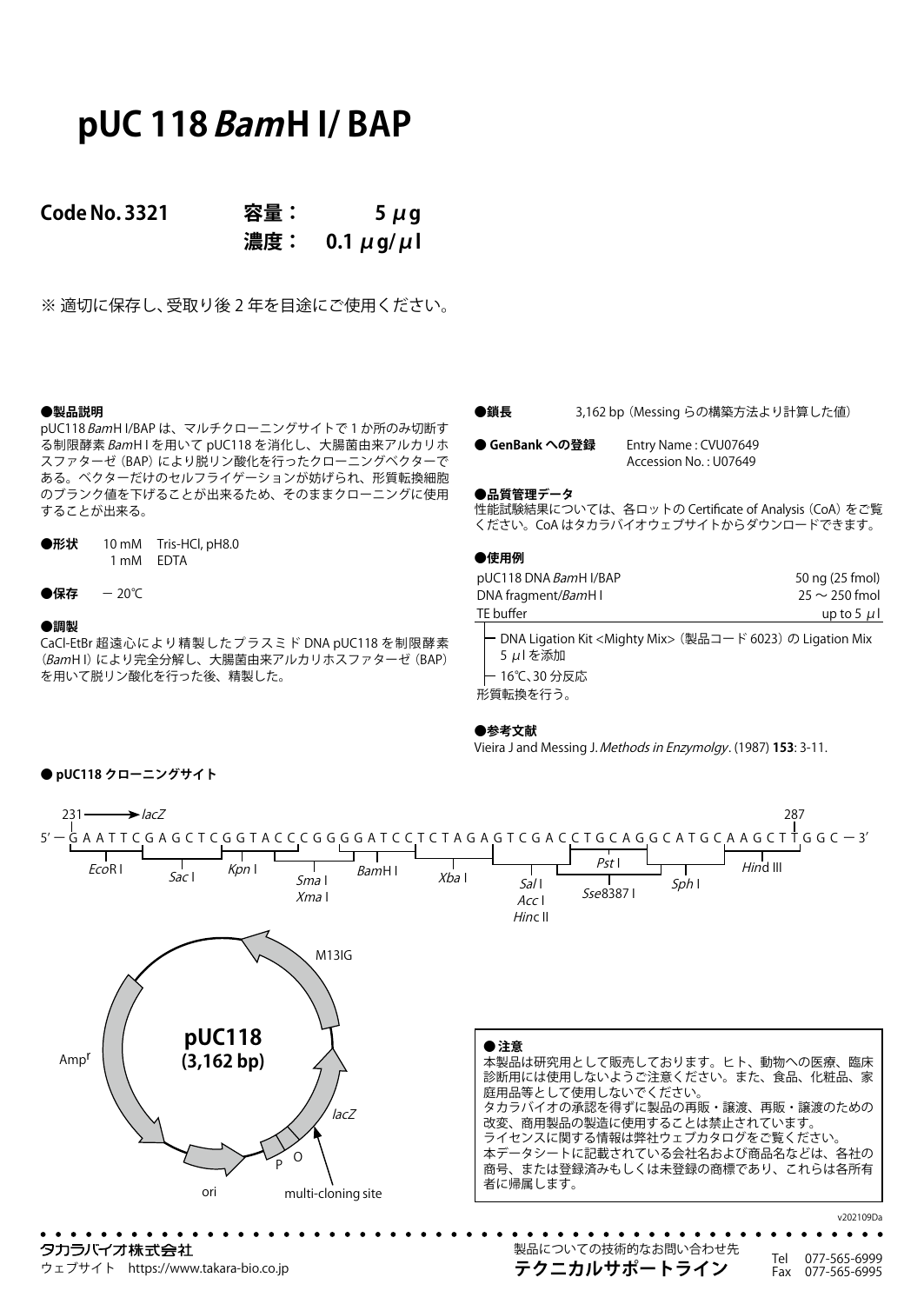# pUC 118 *Bam*H I/ BAP

**Code No. 3321**　　**容量：　5 μg**
　　　　　　　　　**濃度：　0.1 μg/μl**

※ 適切に保存し、受取り後 2 年を目途にご使用ください。

**●製品説明**

pUC118 *Bam*H I/BAP は、マルチクローニングサイトで 1 か所のみ切断する制限酵素 *Bam*H I を用いて pUC118 を消化し、大腸菌由来アルカリホスファターゼ（BAP）により脱リン酸化を行ったクローニングベクターである。ベクターだけのセルフライゲーションが妨げられ、形質転換細胞のブランク値を下げることが出来るため、そのままクローニングに使用することが出来る。

**●形状**　10 mM　Tris-HCl, pH8.0
　　　　　1 mM　EDTA

**●保存**　－ 20℃

**●調製**

CaCl-EtBr 超遠心により精製したプラスミド DNA pUC118 を制限酵素（*Bam*H I）により完全分解し、大腸菌由来アルカリホスファターゼ（BAP）を用いて脱リン酸化を行った後、精製した。

**●鎖長**　　3,162 bp（Messing らの構築方法より計算した値）

**● GenBank への登録**　　Entry Name : CVU07649
　　　　　　　　　　　　Accession No. : U07649

**●品質管理データ**

性能試験結果については、各ロットの Certificate of Analysis（CoA）をご覧ください。CoA はタカラバイオウェブサイトからダウンロードできます。

**●使用例**

| | |
|---|---|
| pUC118 DNA *Bam*H I/BAP | 50 ng (25 fmol) |
| DNA fragment/*Bam*H I | 25 ～ 250 fmol |
| TE buffer | up to 5 μl |

- DNA Ligation Kit <Mighty Mix>（製品コード 6023）の Ligation Mix 5 μl を添加
- 16℃、30 分反応

形質転換を行う。

**●参考文献**

Vieira J and Messing J. *Methods in Enzymolgy*. (1987) **153**: 3-11.

**● pUC118 クローニングサイト**

231 → *lacZ*　　287

5′ － G A A T T C G A G C T C G G T A C C C G G G G A T C C T C T A G A G T C G A C C T G C A G G C A T G C A A G C T T G G C － 3′

*Eco*R I　*Sac* I　*Kpn* I　*Sma* I *Xma* I　*Bam*H I　*Xba* I　*Sal* I *Acc* I *Hinc* II　*Pst* I *Sse*8387 I　*Sph* I　*Hin*d III

pUC118
(3,162 bp)

M13IG
Amp[r]
lacZ
ori
P　O
multi-cloning site

**● 注意**

本製品は研究用として販売しております。ヒト、動物への医療、臨床診断用には使用しないようご注意ください。また、食品、化粧品、家庭用品等として使用しないでください。
タカラバイオの承認を得ずに製品の再販・譲渡、再販・譲渡のための改変、商用製品の製造に使用することは禁止されています。
ライセンスに関する情報は弊社ウェブカタログをご覧ください。
本データシートに記載されている会社名および商品名などは、各社の商号、または登録済みもしくは未登録の商標であり、これらは各所有者に帰属します。

v202109Da

タカラバイオ株式会社
ウェブサイト　https://www.takara-bio.co.jp

製品についての技術的なお問い合わせ先
テクニカルサポートライン　Tel 077-565-6999　Fax 077-565-6995